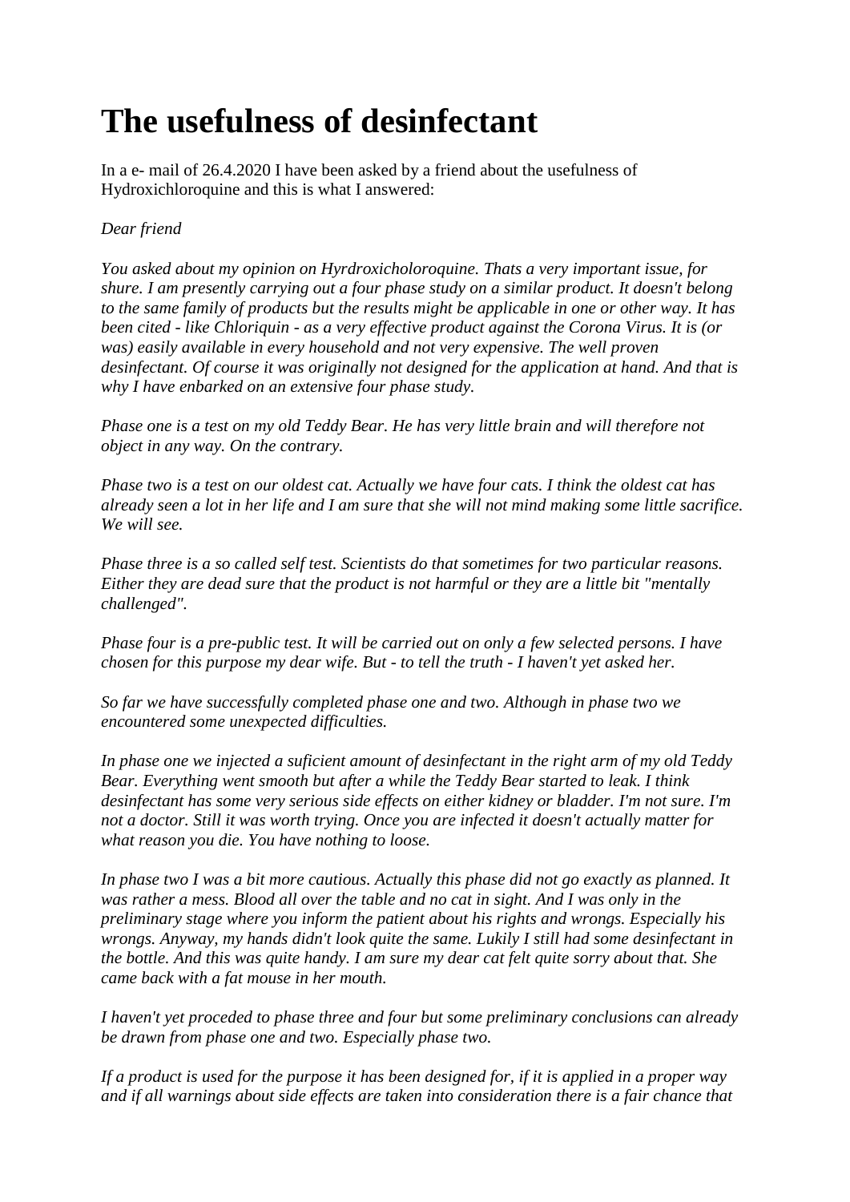# The usefulness of desinfectant

In a e- mail of 26.4.2020 I have been asked by a friend about the usefulness of Hydroxichloroquine and this is what I answered:

*Dear friend*

*You asked about my opinion on Hyrdroxicholoroquine. Thats a very important issue, for shure. I am presently carrying out a four phase study on a similar product. It doesn't belong to the same family of products but the results might be applicable in one or other way. It has been cited - like Chloriquin - as a very effective product against the Corona Virus. It is (or was) easily available in every household and not very expensive. The well proven desinfectant. Of course it was originally not designed for the application at hand. And that is why I have enbarked on an extensive four phase study.*

*Phase one is a test on my old Teddy Bear. He has very little brain and will therefore not object in any way. On the contrary.*

*Phase two is a test on our oldest cat. Actually we have four cats. I think the oldest cat has already seen a lot in her life and I am sure that she will not mind making some little sacrifice. We will see.*

*Phase three is a so called self test. Scientists do that sometimes for two particular reasons. Either they are dead sure that the product is not harmful or they are a little bit "mentally challenged".*

*Phase four is a pre-public test. It will be carried out on only a few selected persons. I have chosen for this purpose my dear wife. But - to tell the truth - I haven't yet asked her.*

*So far we have successfully completed phase one and two. Although in phase two we encountered some unexpected difficulties.*

*In phase one we injected a suficient amount of desinfectant in the right arm of my old Teddy Bear. Everything went smooth but after a while the Teddy Bear started to leak. I think desinfectant has some very serious side effects on either kidney or bladder. I'm not sure. I'm not a doctor. Still it was worth trying. Once you are infected it doesn't actually matter for what reason you die. You have nothing to loose.*

*In phase two I was a bit more cautious. Actually this phase did not go exactly as planned. It was rather a mess. Blood all over the table and no cat in sight. And I was only in the preliminary stage where you inform the patient about his rights and wrongs. Especially his wrongs. Anyway, my hands didn't look quite the same. Lukily I still had some desinfectant in the bottle. And this was quite handy. I am sure my dear cat felt quite sorry about that. She came back with a fat mouse in her mouth.*

*I haven't yet proceded to phase three and four but some preliminary conclusions can already be drawn from phase one and two. Especially phase two.*

*If a product is used for the purpose it has been designed for, if it is applied in a proper way and if all warnings about side effects are taken into consideration there is a fair chance that*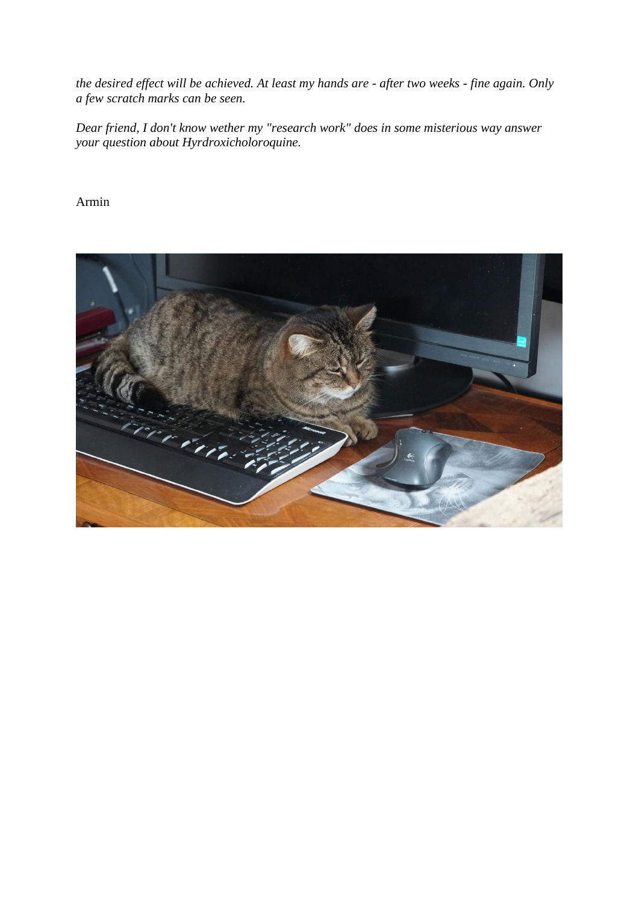*the desired effect will be achieved. At least my hands are - after two weeks - fine again. Only a few scratch marks can be seen.*

*Dear friend, I don't know wether my "research work" does in some misterious way answer your question about Hyrdroxicholoroquine.*

Armin